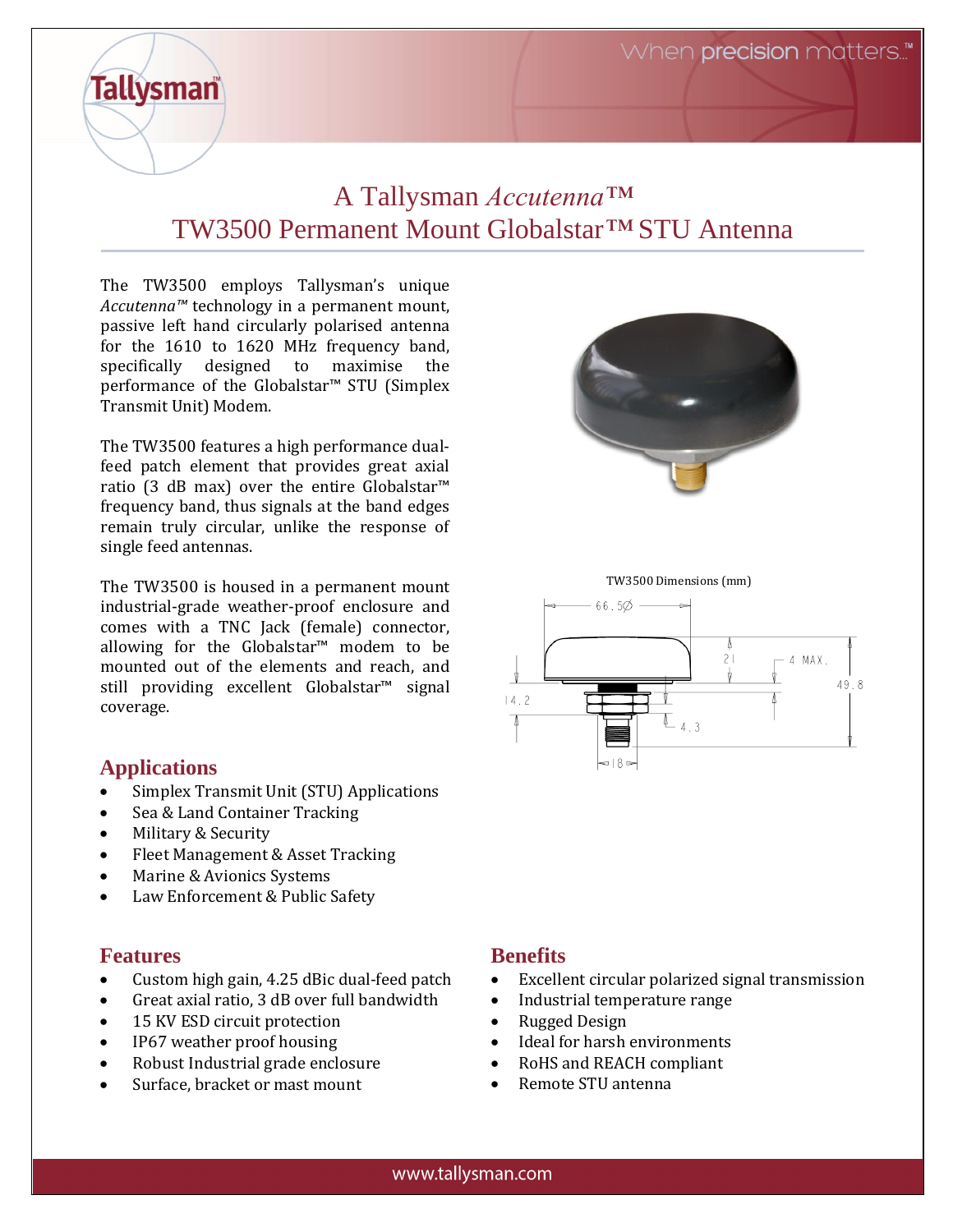# A Tallysman *Accutenna™*
# TW3500 Permanent Mount Globalstar™ STU Antenna

The TW3500 employs Tallysman's unique *Accutenna™* technology in a permanent mount, passive left hand circularly polarised antenna for the 1610 to 1620 MHz frequency band, specifically designed to maximise the performance of the Globalstar™ STU (Simplex Transmit Unit) Modem.

The TW3500 features a high performance dual-feed patch element that provides great axial ratio (3 dB max) over the entire Globalstar™ frequency band, thus signals at the band edges remain truly circular, unlike the response of single feed antennas.

The TW3500 is housed in a permanent mount industrial-grade weather-proof enclosure and comes with a TNC Jack (female) connector, allowing for the Globalstar™ modem to be mounted out of the elements and reach, and still providing excellent Globalstar™ signal coverage.

TW3500 Dimensions (mm)

## Applications

- Simplex Transmit Unit (STU) Applications
- Sea & Land Container Tracking
- Military & Security
- Fleet Management & Asset Tracking
- Marine & Avionics Systems
- Law Enforcement & Public Safety

## Features

- Custom high gain, 4.25 dBic dual-feed patch
- Great axial ratio, 3 dB over full bandwidth
- 15 KV ESD circuit protection
- IP67 weather proof housing
- Robust Industrial grade enclosure
- Surface, bracket or mast mount

## Benefits

- Excellent circular polarized signal transmission
- Industrial temperature range
- Rugged Design
- Ideal for harsh environments
- RoHS and REACH compliant
- Remote STU antenna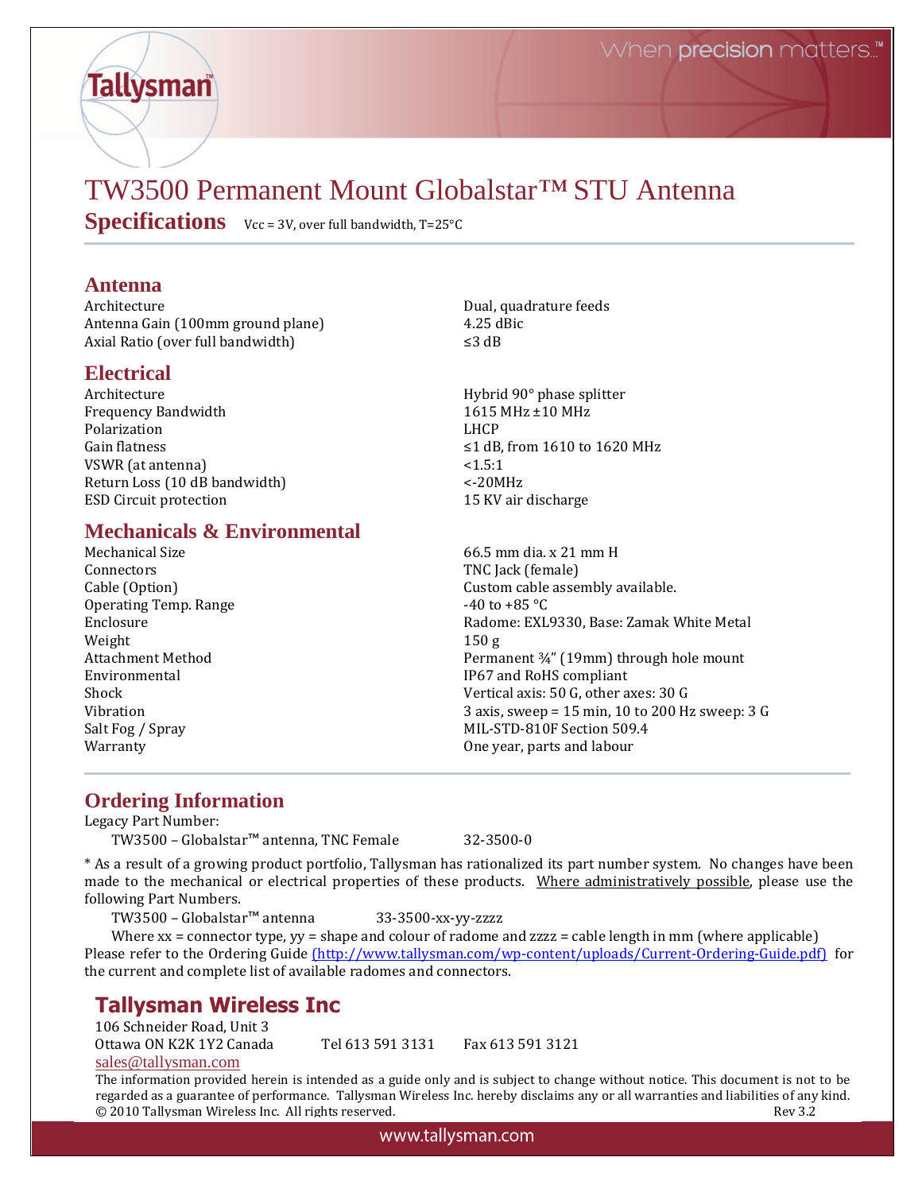# TW3500 Permanent Mount Globalstar™ STU Antenna

## Specifications

Vcc = 3V, over full bandwidth, T=25°C

### Antenna

| | |
|---|---|
| Architecture | Dual, quadrature feeds |
| Antenna Gain (100mm ground plane) | 4.25 dBic |
| Axial Ratio (over full bandwidth) | ≤3 dB |

### Electrical

| | |
|---|---|
| Architecture | Hybrid 90° phase splitter |
| Frequency Bandwidth | 1615 MHz ±10 MHz |
| Polarization | LHCP |
| Gain flatness | ≤1 dB, from 1610 to 1620 MHz |
| VSWR (at antenna) | <1.5:1 |
| Return Loss (10 dB bandwidth) | <-20MHz |
| ESD Circuit protection | 15 KV air discharge |

### Mechanicals & Environmental

| | |
|---|---|
| Mechanical Size | 66.5 mm dia. x 21 mm H |
| Connectors | TNC Jack (female) |
| Cable (Option) | Custom cable assembly available. |
| Operating Temp. Range | -40 to +85 °C |
| Enclosure | Radome: EXL9330, Base: Zamak White Metal |
| Weight | 150 g |
| Attachment Method | Permanent ¾" (19mm) through hole mount |
| Environmental | IP67 and RoHS compliant |
| Shock | Vertical axis: 50 G, other axes: 30 G |
| Vibration | 3 axis, sweep = 15 min, 10 to 200 Hz sweep: 3 G |
| Salt Fog / Spray | MIL-STD-810F Section 509.4 |
| Warranty | One year, parts and labour |

### Ordering Information

Legacy Part Number:

TW3500 – Globalstar™ antenna, TNC Female 32-3500-0

* As a result of a growing product portfolio, Tallysman has rationalized its part number system. No changes have been made to the mechanical or electrical properties of these products. Where administratively possible, please use the following Part Numbers.

TW3500 – Globalstar™ antenna 33-3500-xx-yy-zzzz

Where xx = connector type, yy = shape and colour of radome and zzzz = cable length in mm (where applicable)

Please refer to the Ordering Guide (http://www.tallysman.com/wp-content/uploads/Current-Ordering-Guide.pdf) for the current and complete list of available radomes and connectors.

## Tallysman Wireless Inc

106 Schneider Road, Unit 3
Ottawa ON K2K 1Y2 Canada Tel 613 591 3131 Fax 613 591 3121
sales@tallysman.com

The information provided herein is intended as a guide only and is subject to change without notice. This document is not to be regarded as a guarantee of performance. Tallysman Wireless Inc. hereby disclaims any or all warranties and liabilities of any kind.
© 2010 Tallysman Wireless Inc. All rights reserved. Rev 3.2